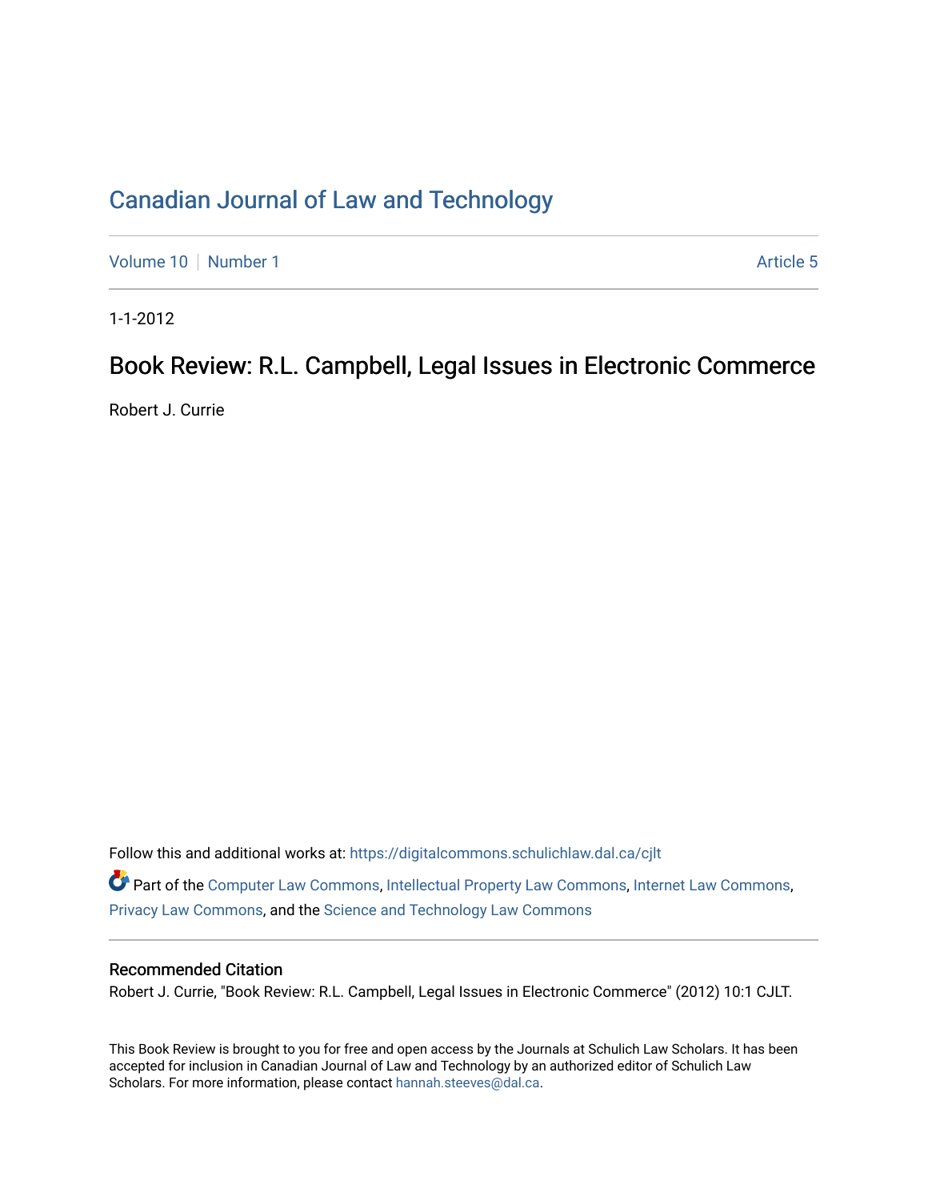Canadian Journal of Law and Technology

Volume 10 | Number 1 Article 5

1-1-2012

# Book Review: R.L. Campbell, Legal Issues in Electronic Commerce

Robert J. Currie

Follow this and additional works at: https://digitalcommons.schulichlaw.dal.ca/cjlt

Part of the Computer Law Commons, Intellectual Property Law Commons, Internet Law Commons, Privacy Law Commons, and the Science and Technology Law Commons

## Recommended Citation

Robert J. Currie, "Book Review: R.L. Campbell, Legal Issues in Electronic Commerce" (2012) 10:1 CJLT.

This Book Review is brought to you for free and open access by the Journals at Schulich Law Scholars. It has been accepted for inclusion in Canadian Journal of Law and Technology by an authorized editor of Schulich Law Scholars. For more information, please contact hannah.steeves@dal.ca.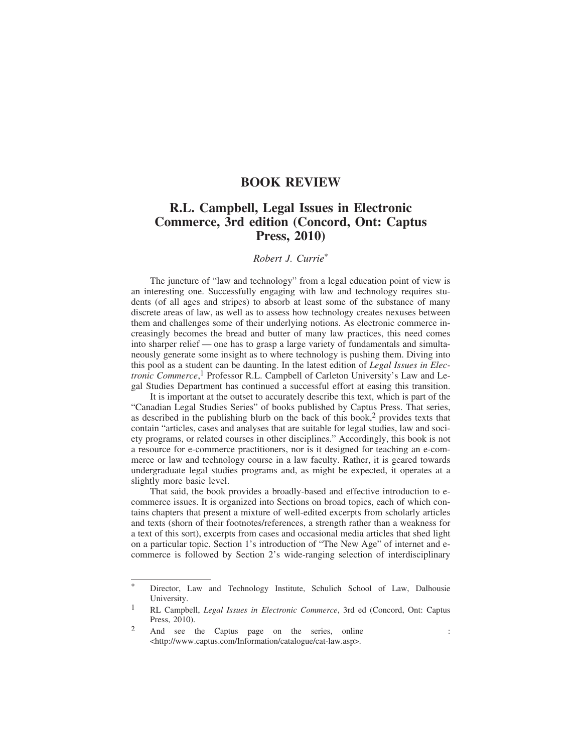# BOOK REVIEW

## R.L. Campbell, Legal Issues in Electronic Commerce, 3rd edition (Concord, Ont: Captus Press, 2010)

*Robert J. Currie*[*]

The juncture of "law and technology" from a legal education point of view is an interesting one. Successfully engaging with law and technology requires students (of all ages and stripes) to absorb at least some of the substance of many discrete areas of law, as well as to assess how technology creates nexuses between them and challenges some of their underlying notions. As electronic commerce increasingly becomes the bread and butter of many law practices, this need comes into sharper relief — one has to grasp a large variety of fundamentals and simultaneously generate some insight as to where technology is pushing them. Diving into this pool as a student can be daunting. In the latest edition of *Legal Issues in Electronic Commerce*,[1] Professor R.L. Campbell of Carleton University's Law and Legal Studies Department has continued a successful effort at easing this transition.

It is important at the outset to accurately describe this text, which is part of the "Canadian Legal Studies Series" of books published by Captus Press. That series, as described in the publishing blurb on the back of this book,[2] provides texts that contain "articles, cases and analyses that are suitable for legal studies, law and society programs, or related courses in other disciplines." Accordingly, this book is not a resource for e-commerce practitioners, nor is it designed for teaching an e-commerce or law and technology course in a law faculty. Rather, it is geared towards undergraduate legal studies programs and, as might be expected, it operates at a slightly more basic level.

That said, the book provides a broadly-based and effective introduction to e-commerce issues. It is organized into Sections on broad topics, each of which contains chapters that present a mixture of well-edited excerpts from scholarly articles and texts (shorn of their footnotes/references, a strength rather than a weakness for a text of this sort), excerpts from cases and occasional media articles that shed light on a particular topic. Section 1's introduction of "The New Age" of internet and e-commerce is followed by Section 2's wide-ranging selection of interdisciplinary

---

[*] Director, Law and Technology Institute, Schulich School of Law, Dalhousie University.

[1] RL Campbell, *Legal Issues in Electronic Commerce*, 3rd ed (Concord, Ont: Captus Press, 2010).

[2] And see the Captus page on the series, online : <http://www.captus.com/Information/catalogue/cat-law.asp>.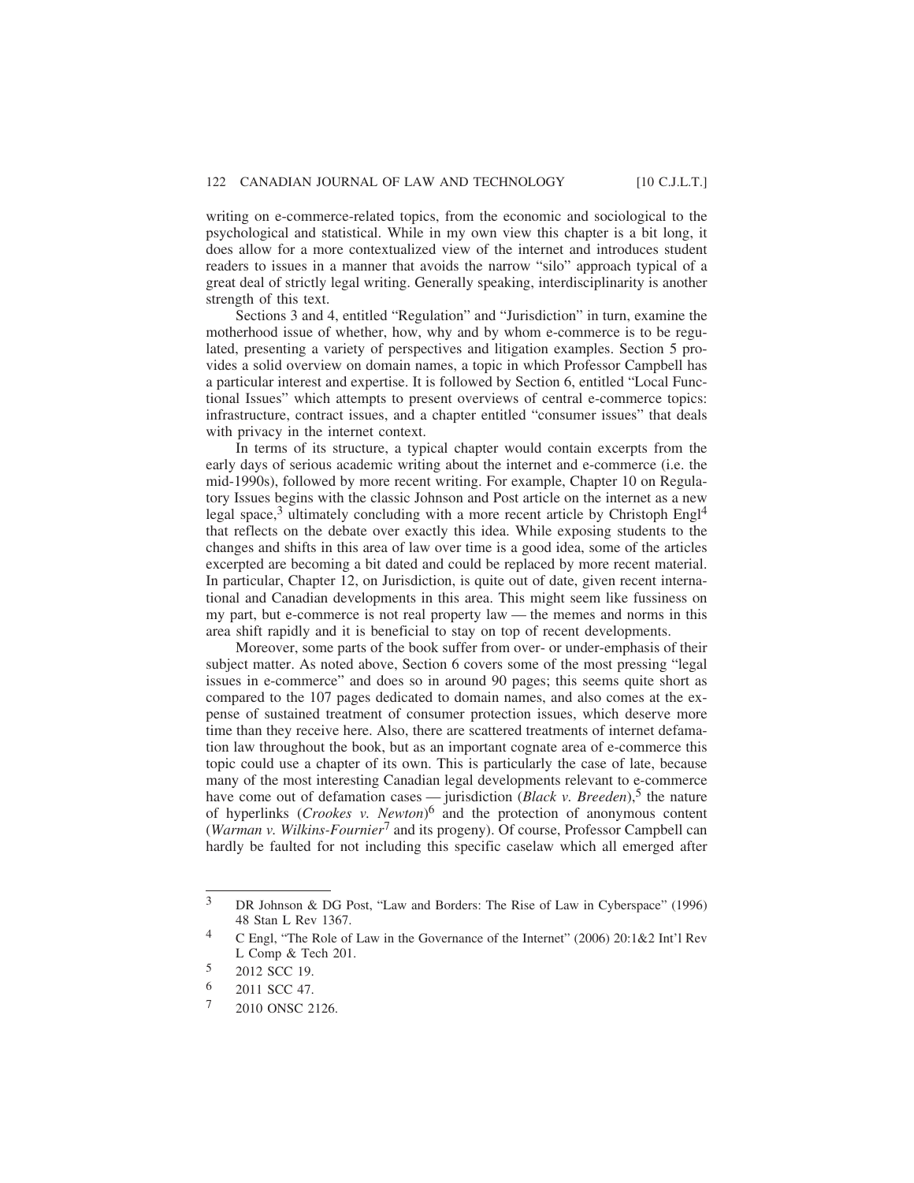writing on e-commerce-related topics, from the economic and sociological to the psychological and statistical. While in my own view this chapter is a bit long, it does allow for a more contextualized view of the internet and introduces student readers to issues in a manner that avoids the narrow "silo" approach typical of a great deal of strictly legal writing. Generally speaking, interdisciplinarity is another strength of this text.

Sections 3 and 4, entitled "Regulation" and "Jurisdiction" in turn, examine the motherhood issue of whether, how, why and by whom e-commerce is to be regulated, presenting a variety of perspectives and litigation examples. Section 5 provides a solid overview on domain names, a topic in which Professor Campbell has a particular interest and expertise. It is followed by Section 6, entitled "Local Functional Issues" which attempts to present overviews of central e-commerce topics: infrastructure, contract issues, and a chapter entitled "consumer issues" that deals with privacy in the internet context.

In terms of its structure, a typical chapter would contain excerpts from the early days of serious academic writing about the internet and e-commerce (i.e. the mid-1990s), followed by more recent writing. For example, Chapter 10 on Regulatory Issues begins with the classic Johnson and Post article on the internet as a new legal space,[3] ultimately concluding with a more recent article by Christoph Engl[4] that reflects on the debate over exactly this idea. While exposing students to the changes and shifts in this area of law over time is a good idea, some of the articles excerpted are becoming a bit dated and could be replaced by more recent material. In particular, Chapter 12, on Jurisdiction, is quite out of date, given recent international and Canadian developments in this area. This might seem like fussiness on my part, but e-commerce is not real property law — the memes and norms in this area shift rapidly and it is beneficial to stay on top of recent developments.

Moreover, some parts of the book suffer from over- or under-emphasis of their subject matter. As noted above, Section 6 covers some of the most pressing "legal issues in e-commerce" and does so in around 90 pages; this seems quite short as compared to the 107 pages dedicated to domain names, and also comes at the expense of sustained treatment of consumer protection issues, which deserve more time than they receive here. Also, there are scattered treatments of internet defamation law throughout the book, but as an important cognate area of e-commerce this topic could use a chapter of its own. This is particularly the case of late, because many of the most interesting Canadian legal developments relevant to e-commerce have come out of defamation cases — jurisdiction (*Black v. Breeden*),[5] the nature of hyperlinks (*Crookes v. Newton*)[6] and the protection of anonymous content (*Warman v. Wilkins-Fournier*[7] and its progeny). Of course, Professor Campbell can hardly be faulted for not including this specific caselaw which all emerged after

---

[3] DR Johnson & DG Post, "Law and Borders: The Rise of Law in Cyberspace" (1996) 48 Stan L Rev 1367.

[4] C Engl, "The Role of Law in the Governance of the Internet" (2006) 20:1&2 Int'l Rev L Comp & Tech 201.

[5] 2012 SCC 19.

[6] 2011 SCC 47.

[7] 2010 ONSC 2126.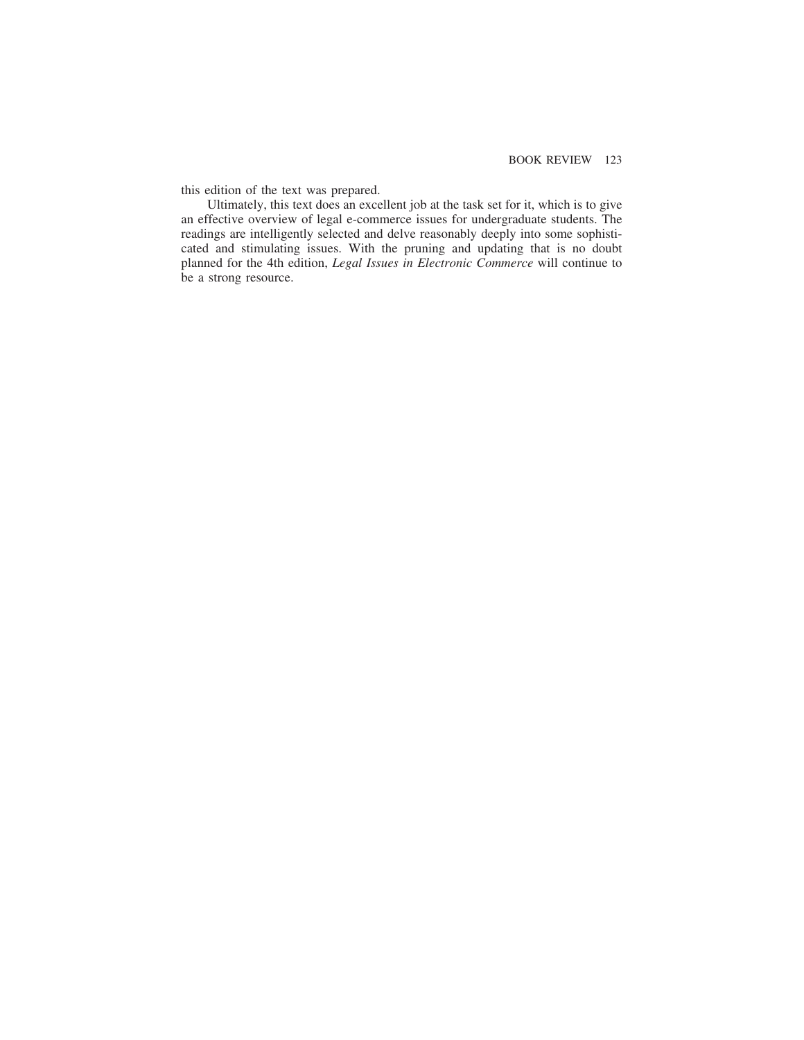this edition of the text was prepared.

Ultimately, this text does an excellent job at the task set for it, which is to give an effective overview of legal e-commerce issues for undergraduate students. The readings are intelligently selected and delve reasonably deeply into some sophisticated and stimulating issues. With the pruning and updating that is no doubt planned for the 4th edition, *Legal Issues in Electronic Commerce* will continue to be a strong resource.